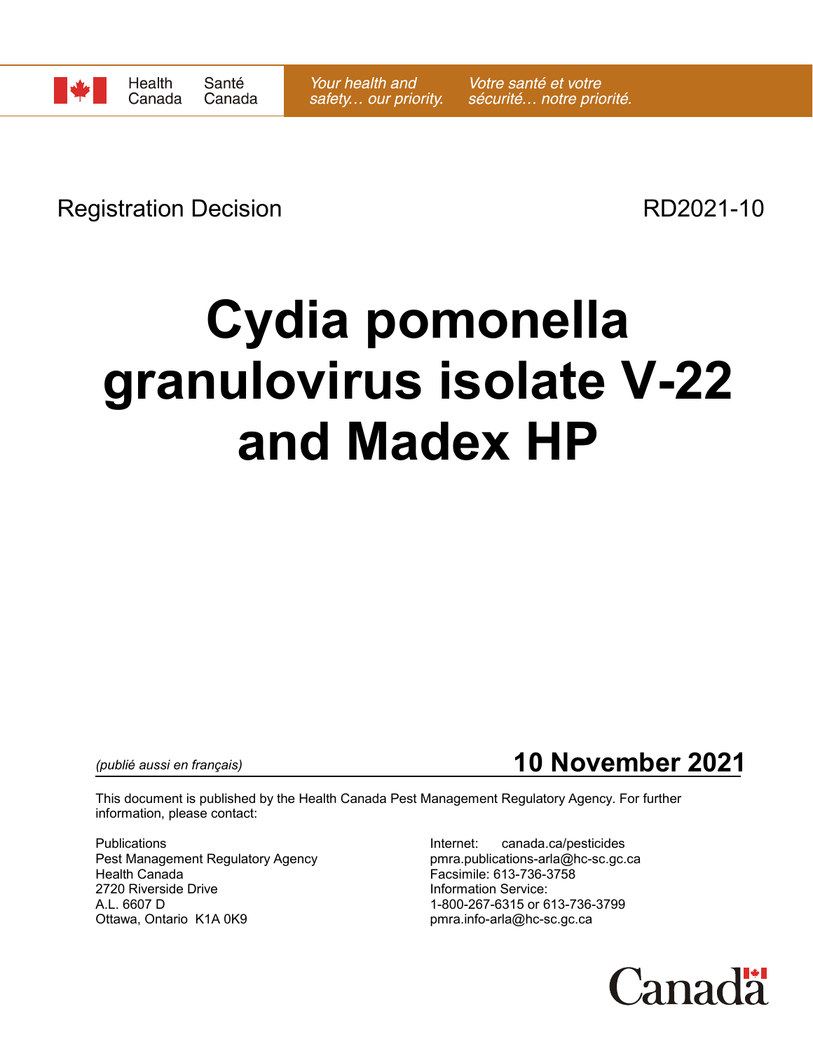Health Canada | Santé Canada

*Your health and safety… our priority.* | *Votre santé et votre sécurité… notre priorité.*

Registration Decision RD2021-10

# Cydia pomonella granulovirus isolate V-22 and Madex HP

*(publié aussi en français)*

**10 November 2021**

This document is published by the Health Canada Pest Management Regulatory Agency. For further information, please contact:

Publications
Pest Management Regulatory Agency
Health Canada
2720 Riverside Drive
A.L. 6607 D
Ottawa, Ontario K1A 0K9

Internet: canada.ca/pesticides
pmra.publications-arla@hc-sc.gc.ca
Facsimile: 613-736-3758
Information Service:
1-800-267-6315 or 613-736-3799
pmra.info-arla@hc-sc.gc.ca

Canada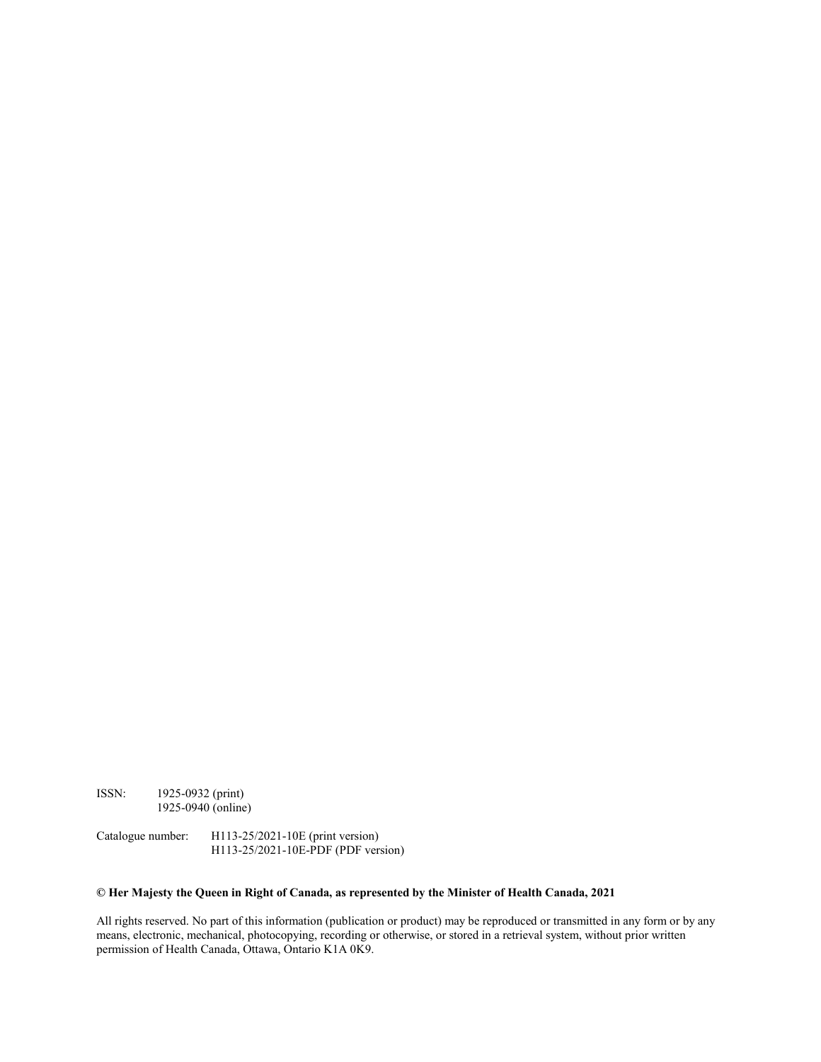ISSN: 1925-0932 (print)
1925-0940 (online)

Catalogue number: H113-25/2021-10E (print version)
H113-25/2021-10E-PDF (PDF version)

**© Her Majesty the Queen in Right of Canada, as represented by the Minister of Health Canada, 2021**

All rights reserved. No part of this information (publication or product) may be reproduced or transmitted in any form or by any means, electronic, mechanical, photocopying, recording or otherwise, or stored in a retrieval system, without prior written permission of Health Canada, Ottawa, Ontario K1A 0K9.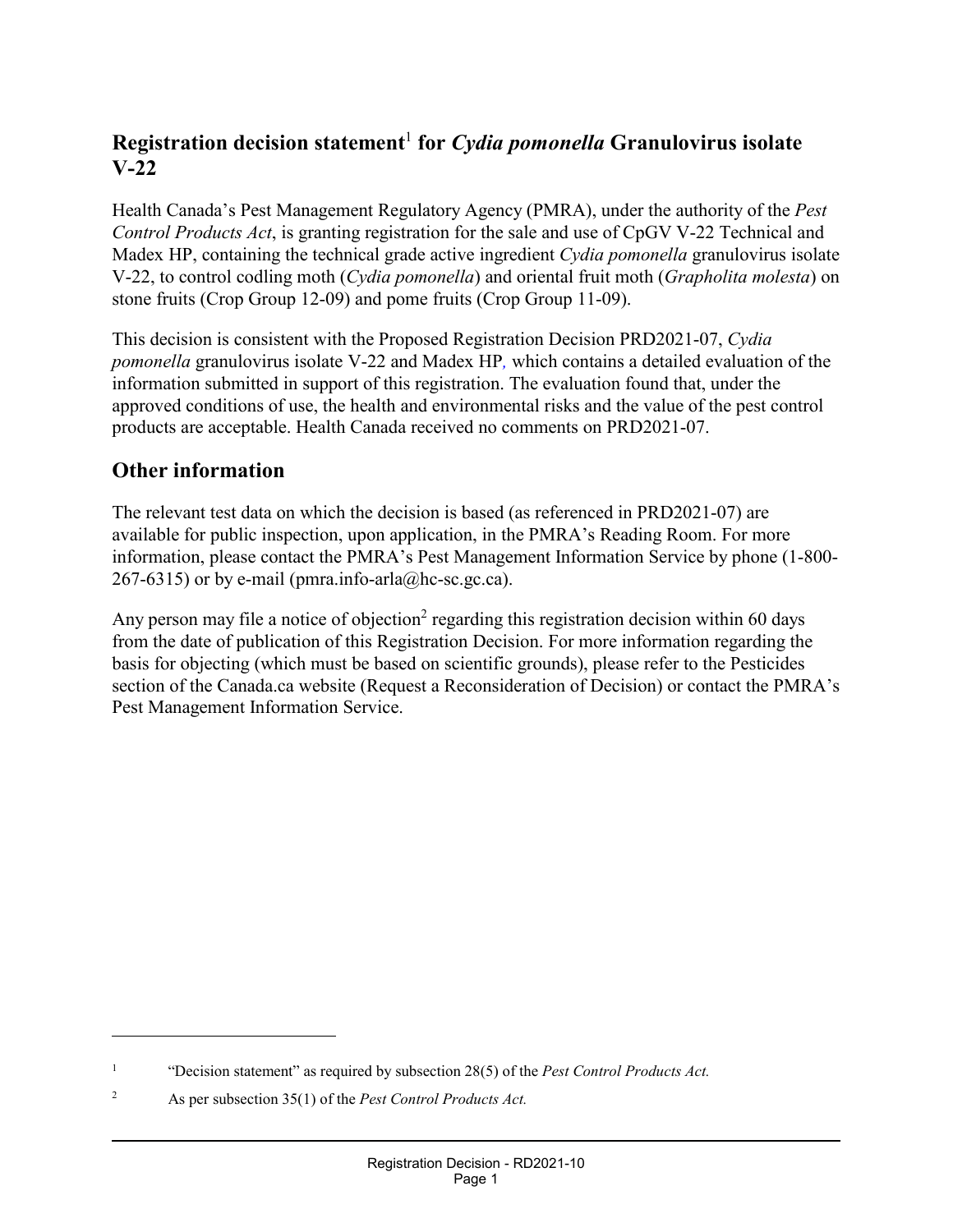## Registration decision statement[1] for *Cydia pomonella* Granulovirus isolate V-22

Health Canada's Pest Management Regulatory Agency (PMRA), under the authority of the *Pest Control Products Act*, is granting registration for the sale and use of CpGV V-22 Technical and Madex HP, containing the technical grade active ingredient *Cydia pomonella* granulovirus isolate V-22, to control codling moth (*Cydia pomonella*) and oriental fruit moth (*Grapholita molesta*) on stone fruits (Crop Group 12-09) and pome fruits (Crop Group 11-09).

This decision is consistent with the Proposed Registration Decision PRD2021-07, *Cydia pomonella* granulovirus isolate V-22 and Madex HP, which contains a detailed evaluation of the information submitted in support of this registration. The evaluation found that, under the approved conditions of use, the health and environmental risks and the value of the pest control products are acceptable. Health Canada received no comments on PRD2021-07.

## Other information

The relevant test data on which the decision is based (as referenced in PRD2021-07) are available for public inspection, upon application, in the PMRA's Reading Room. For more information, please contact the PMRA's Pest Management Information Service by phone (1-800-267-6315) or by e-mail (pmra.info-arla@hc-sc.gc.ca).

Any person may file a notice of objection[2] regarding this registration decision within 60 days from the date of publication of this Registration Decision. For more information regarding the basis for objecting (which must be based on scientific grounds), please refer to the Pesticides section of the Canada.ca website (Request a Reconsideration of Decision) or contact the PMRA's Pest Management Information Service.

---

[1] "Decision statement" as required by subsection 28(5) of the *Pest Control Products Act.*

[2] As per subsection 35(1) of the *Pest Control Products Act.*